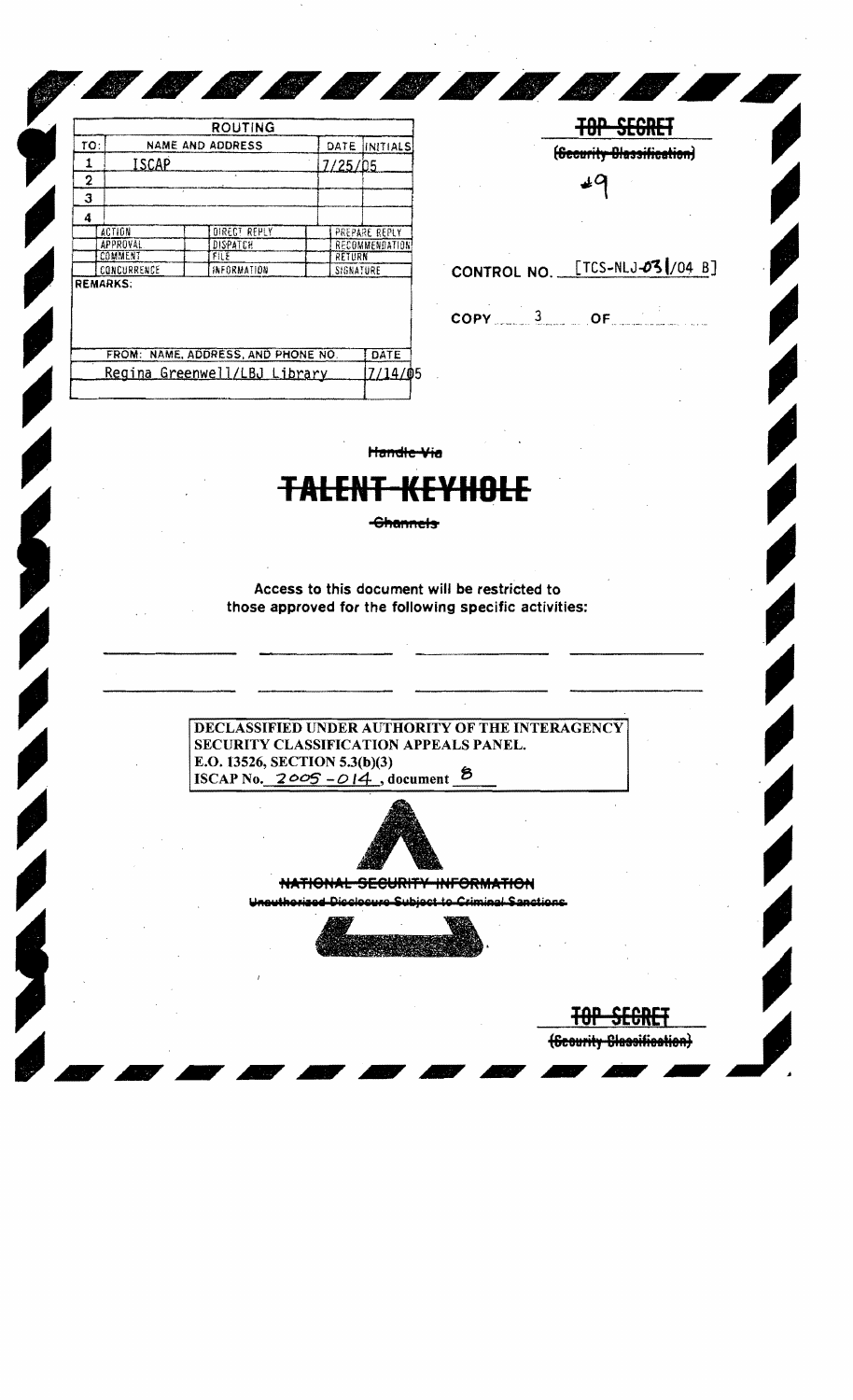| ROUTING | | | |
|---|---|---|---|
| TO: | NAME AND ADDRESS | DATE | INITIALS |
| 1 | ISCAP | 7/25/05 | |
| 2 | | | |
| 3 | | | |
| 4 | | | |

| | | |
|---|---|---|
| ACTION | DIRECT REPLY | PREPARE REPLY |
| APPROVAL | DISPATCH | RECOMMENDATION |
| COMMENT | FILE | RETURN |
| CONCURRENCE | INFORMATION | SIGNATURE |

REMARKS:

| FROM: NAME, ADDRESS, AND PHONE NO. | DATE |
|---|---|
| Regina Greenwell/LBJ Library | 7/14/05 |

~~TOP SECRET~~

~~(Security Classification)~~

#9

CONTROL NO. [TCS-NLJ-031/04 B]

COPY 3 OF

~~Handle Via~~

# ~~TALENT-KEYHOLE~~

~~Channels~~

Access to this document will be restricted to those approved for the following specific activities:

DECLASSIFIED UNDER AUTHORITY OF THE INTERAGENCY SECURITY CLASSIFICATION APPEALS PANEL.
E.O. 13526, SECTION 5.3(b)(3)
ISCAP No. 2005-014, document 8

~~NATIONAL SECURITY INFORMATION~~

~~Unauthorized Disclosure Subject to Criminal Sanctions~~

~~TOP SECRET~~

~~(Security Classification)~~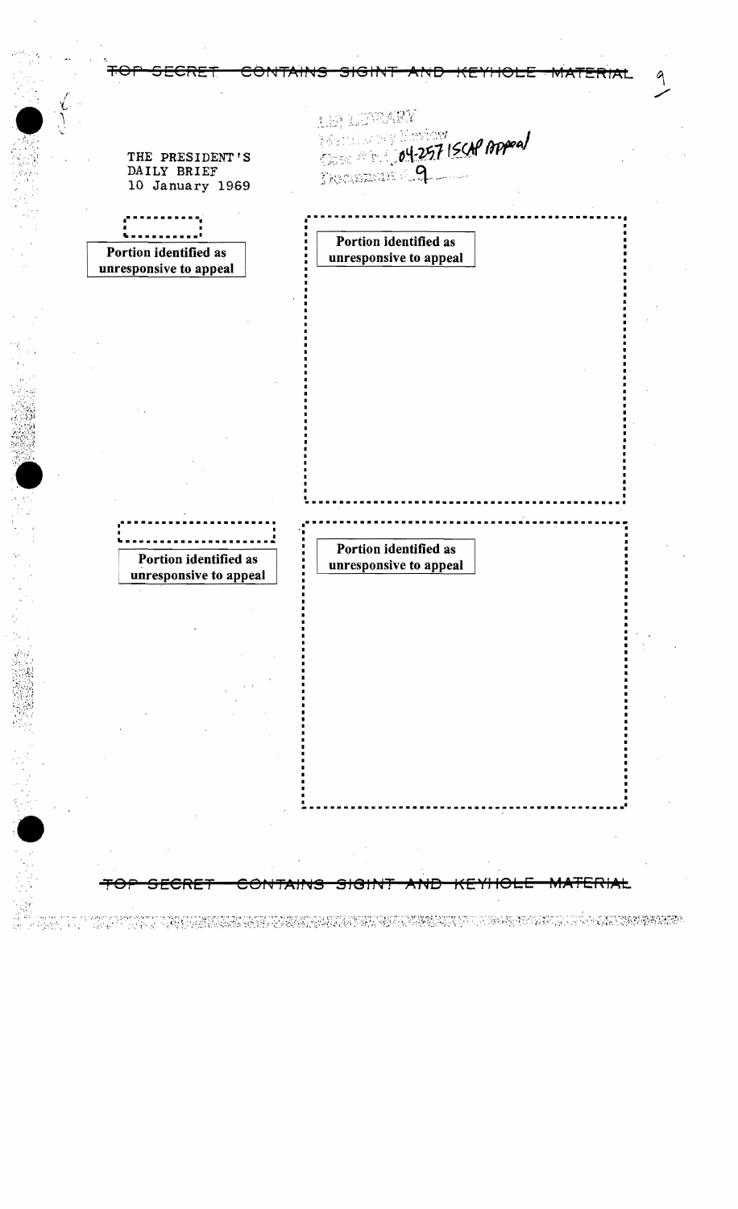TOP SECRET CONTAINS SIGINT AND KEYHOLE MATERIAL

LBJ LIBRARY
Mandatory Review
Case # NLJ 04-257 ISCAP Appeal
Document # 9

THE PRESIDENT'S
DAILY BRIEF
10 January 1969

Portion identified as unresponsive to appeal

Portion identified as unresponsive to appeal

Portion identified as unresponsive to appeal

Portion identified as unresponsive to appeal

TOP SECRET CONTAINS SIGINT AND KEYHOLE MATERIAL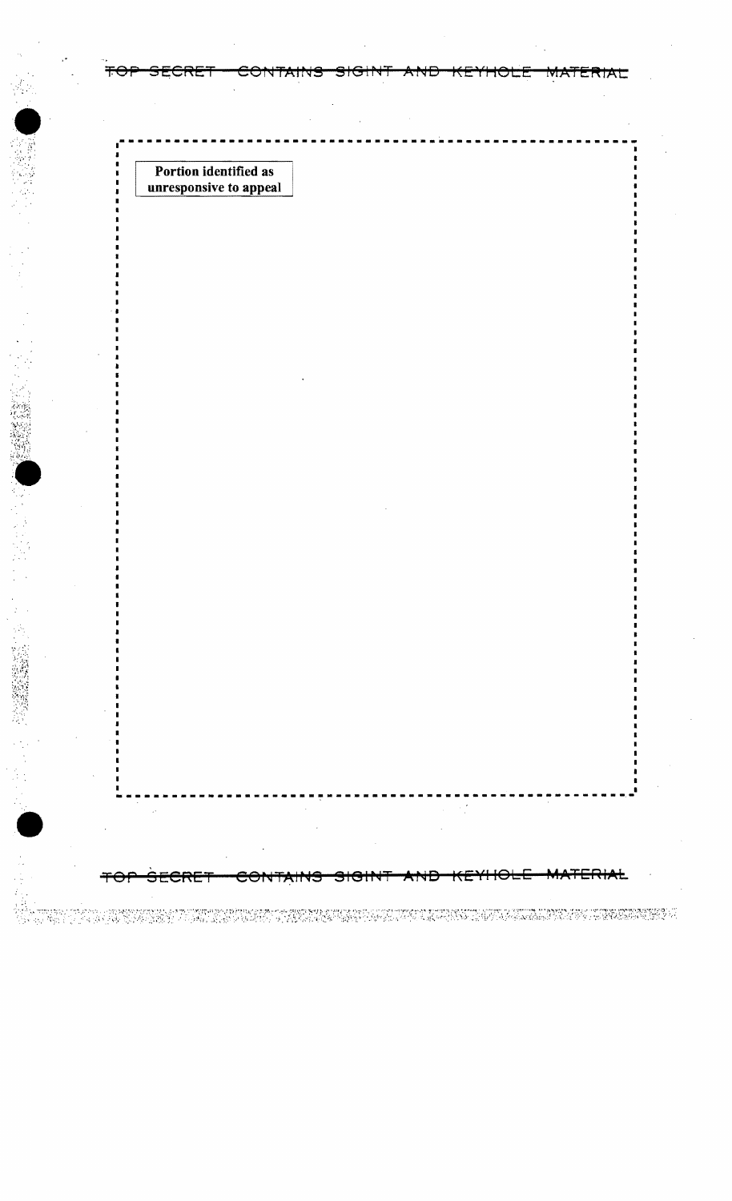Portion identified as unresponsive to appeal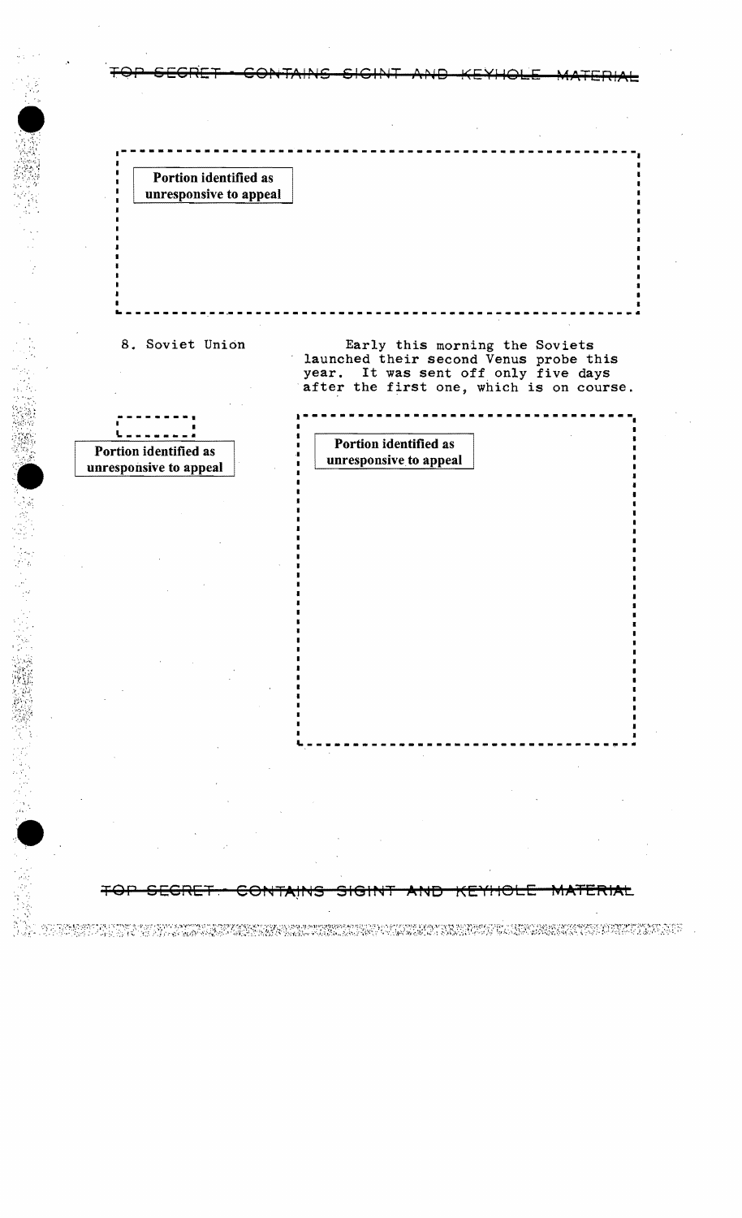Portion identified as unresponsive to appeal

8. Soviet Union

Early this morning the Soviets launched their second Venus probe this year. It was sent off only five days after the first one, which is on course.

Portion identified as unresponsive to appeal

Portion identified as unresponsive to appeal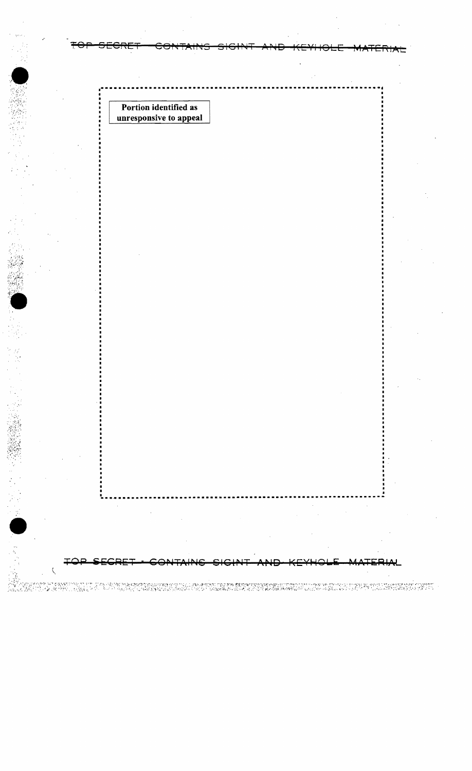Portion identified as unresponsive to appeal